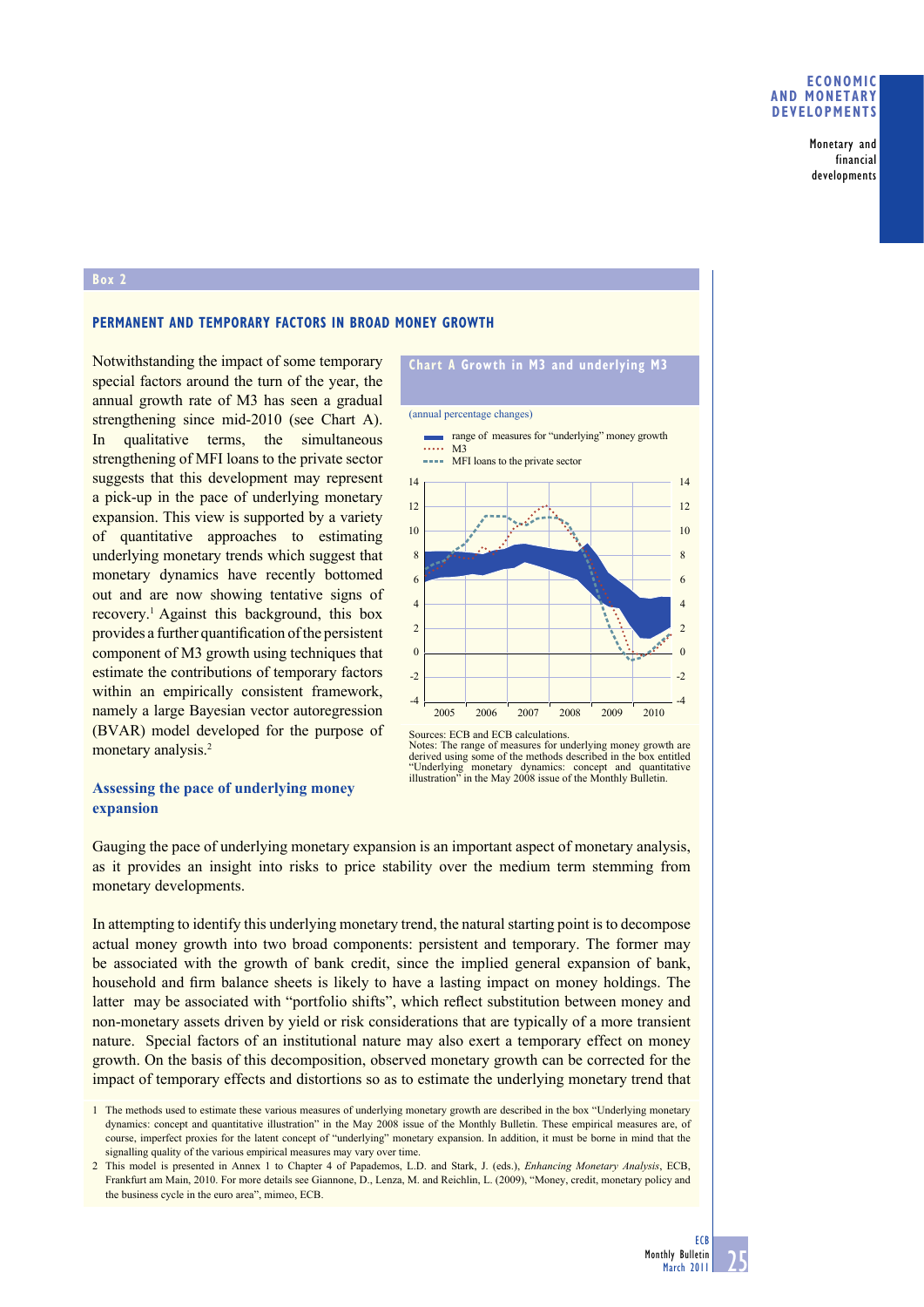## Box 2

### PERMANENT AND TEMPORARY FACTORS IN BROAD MONEY GROWTH

Notwithstanding the impact of some temporary special factors around the turn of the year, the annual growth rate of M3 has seen a gradual strengthening since mid-2010 (see Chart A). In qualitative terms, the simultaneous strengthening of MFI loans to the private sector suggests that this development may represent a pick-up in the pace of underlying monetary expansion. This view is supported by a variety of quantitative approaches to estimating underlying monetary trends which suggest that monetary dynamics have recently bottomed out and are now showing tentative signs of recovery.[1] Against this background, this box provides a further quantification of the persistent component of M3 growth using techniques that estimate the contributions of temporary factors within an empirically consistent framework, namely a large Bayesian vector autoregression (BVAR) model developed for the purpose of monetary analysis.[2]

**Chart A Growth in M3 and underlying M3**

(annual percentage changes)

- range of measures for "underlying" money growth
- M3
- MFI loans to the private sector

Sources: ECB and ECB calculations.
Notes: The range of measures for underlying money growth are derived using some of the methods described in the box entitled "Underlying monetary dynamics: concept and quantitative illustration" in the May 2008 issue of the Monthly Bulletin.

#### Assessing the pace of underlying money expansion

Gauging the pace of underlying monetary expansion is an important aspect of monetary analysis, as it provides an insight into risks to price stability over the medium term stemming from monetary developments.

In attempting to identify this underlying monetary trend, the natural starting point is to decompose actual money growth into two broad components: persistent and temporary. The former may be associated with the growth of bank credit, since the implied general expansion of bank, household and firm balance sheets is likely to have a lasting impact on money holdings. The latter may be associated with "portfolio shifts", which reflect substitution between money and non-monetary assets driven by yield or risk considerations that are typically of a more transient nature. Special factors of an institutional nature may also exert a temporary effect on money growth. On the basis of this decomposition, observed monetary growth can be corrected for the impact of temporary effects and distortions so as to estimate the underlying monetary trend that

1 The methods used to estimate these various measures of underlying monetary growth are described in the box "Underlying monetary dynamics: concept and quantitative illustration" in the May 2008 issue of the Monthly Bulletin. These empirical measures are, of course, imperfect proxies for the latent concept of "underlying" monetary expansion. In addition, it must be borne in mind that the signalling quality of the various empirical measures may vary over time.

2 This model is presented in Annex 1 to Chapter 4 of Papademos, L.D. and Stark, J. (eds.), *Enhancing Monetary Analysis*, ECB, Frankfurt am Main, 2010. For more details see Giannone, D., Lenza, M. and Reichlin, L. (2009), "Money, credit, monetary policy and the business cycle in the euro area", mimeo, ECB.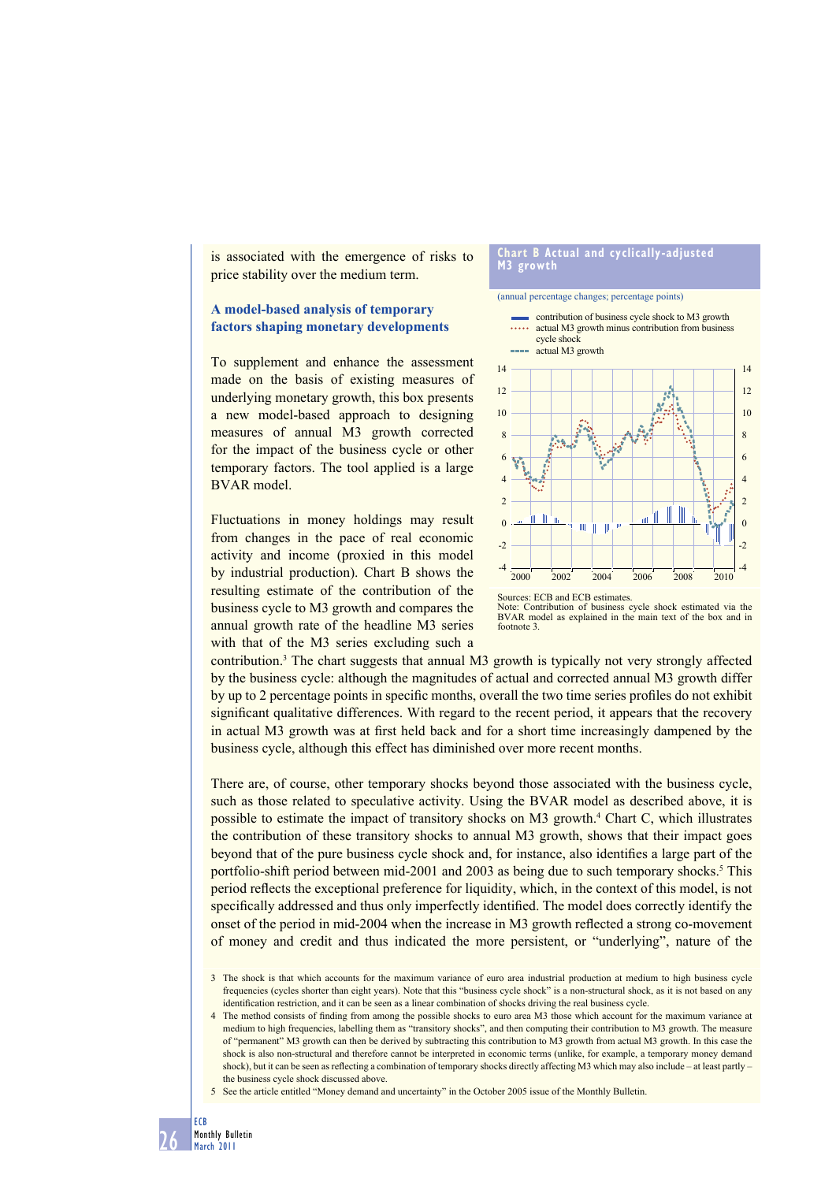is associated with the emergence of risks to price stability over the medium term.

### A model-based analysis of temporary factors shaping monetary developments

To supplement and enhance the assessment made on the basis of existing measures of underlying monetary growth, this box presents a new model-based approach to designing measures of annual M3 growth corrected for the impact of the business cycle or other temporary factors. The tool applied is a large BVAR model.

Fluctuations in money holdings may result from changes in the pace of real economic activity and income (proxied in this model by industrial production). Chart B shows the resulting estimate of the contribution of the business cycle to M3 growth and compares the annual growth rate of the headline M3 series with that of the M3 series excluding such a contribution.[3] The chart suggests that annual M3 growth is typically not very strongly affected by the business cycle: although the magnitudes of actual and corrected annual M3 growth differ by up to 2 percentage points in specific months, overall the two time series profiles do not exhibit significant qualitative differences. With regard to the recent period, it appears that the recovery in actual M3 growth was at first held back and for a short time increasingly dampened by the business cycle, although this effect has diminished over more recent months.

**Chart B Actual and cyclically-adjusted M3 growth**

(annual percentage changes; percentage points)

- contribution of business cycle shock to M3 growth
- actual M3 growth minus contribution from business cycle shock
- actual M3 growth

Sources: ECB and ECB estimates.
Note: Contribution of business cycle shock estimated via the BVAR model as explained in the main text of the box and in footnote 3.

There are, of course, other temporary shocks beyond those associated with the business cycle, such as those related to speculative activity. Using the BVAR model as described above, it is possible to estimate the impact of transitory shocks on M3 growth.[4] Chart C, which illustrates the contribution of these transitory shocks to annual M3 growth, shows that their impact goes beyond that of the pure business cycle shock and, for instance, also identifies a large part of the portfolio-shift period between mid-2001 and 2003 as being due to such temporary shocks.[5] This period reflects the exceptional preference for liquidity, which, in the context of this model, is not specifically addressed and thus only imperfectly identified. The model does correctly identify the onset of the period in mid-2004 when the increase in M3 growth reflected a strong co-movement of money and credit and thus indicated the more persistent, or "underlying", nature of the

3 The shock is that which accounts for the maximum variance of euro area industrial production at medium to high business cycle frequencies (cycles shorter than eight years). Note that this "business cycle shock" is a non-structural shock, as it is not based on any identification restriction, and it can be seen as a linear combination of shocks driving the real business cycle.

4 The method consists of finding from among the possible shocks to euro area M3 those which account for the maximum variance at medium to high frequencies, labelling them as "transitory shocks", and then computing their contribution to M3 growth. The measure of "permanent" M3 growth can then be derived by subtracting this contribution to M3 growth from actual M3 growth. In this case the shock is also non-structural and therefore cannot be interpreted in economic terms (unlike, for example, a temporary money demand shock), but it can be seen as reflecting a combination of temporary shocks directly affecting M3 which may also include – at least partly – the business cycle shock discussed above.

5 See the article entitled "Money demand and uncertainty" in the October 2005 issue of the Monthly Bulletin.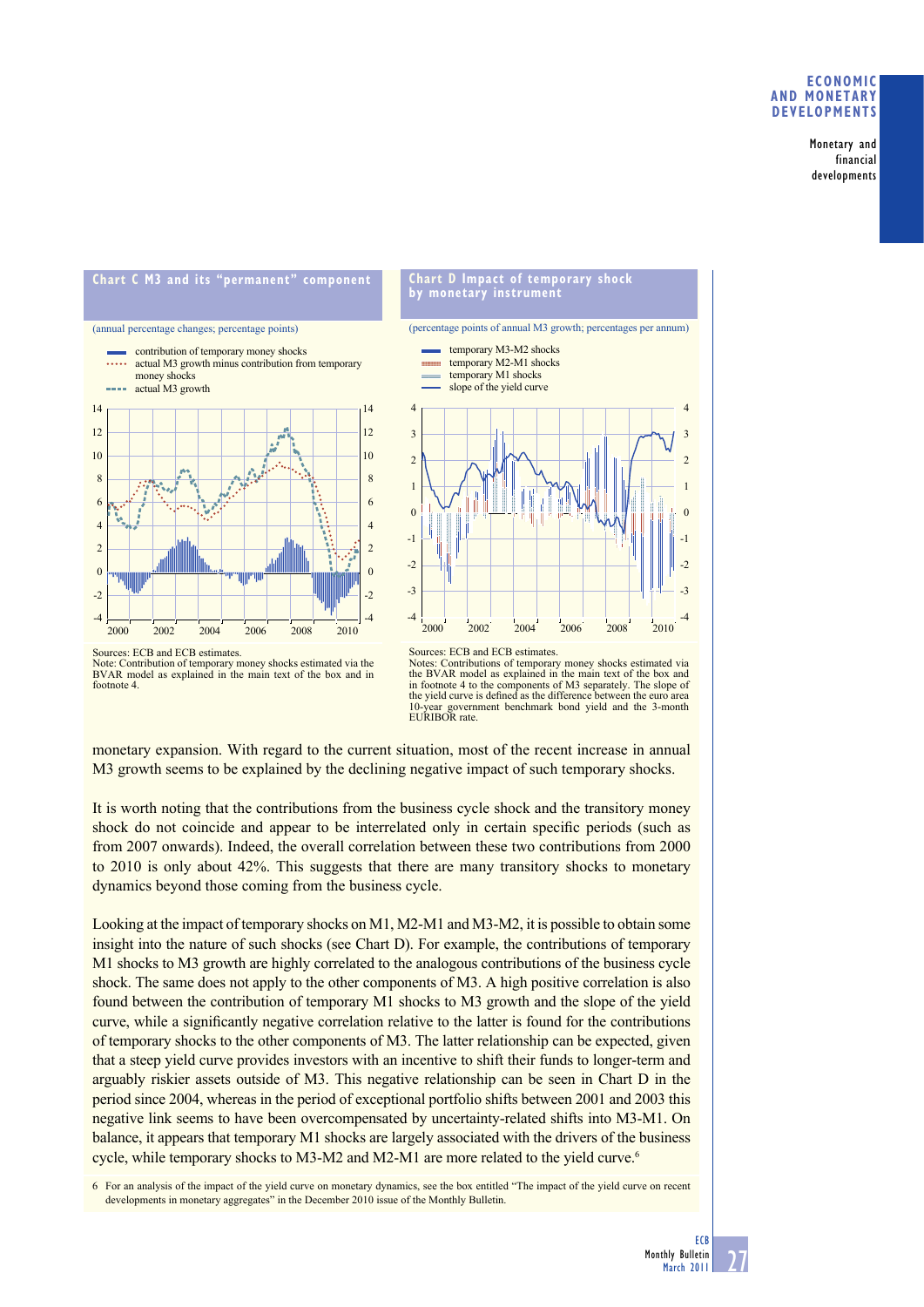**Chart C M3 and its "permanent" component**

(annual percentage changes; percentage points)

- contribution of temporary money shocks
- actual M3 growth minus contribution from temporary money shocks
- actual M3 growth

Sources: ECB and ECB estimates.
Note: Contribution of temporary money shocks estimated via the BVAR model as explained in the main text of the box and in footnote 4.

**Chart D Impact of temporary shock by monetary instrument**

(percentage points of annual M3 growth; percentages per annum)

- temporary M3-M2 shocks
- temporary M2-M1 shocks
- temporary M1 shocks
- slope of the yield curve

Sources: ECB and ECB estimates.
Notes: Contributions of temporary money shocks estimated via the BVAR model as explained in the main text of the box and in footnote 4 to the components of M3 separately. The slope of the yield curve is defined as the difference between the euro area 10-year government benchmark bond yield and the 3-month EURIBOR rate.

monetary expansion. With regard to the current situation, most of the recent increase in annual M3 growth seems to be explained by the declining negative impact of such temporary shocks.

It is worth noting that the contributions from the business cycle shock and the transitory money shock do not coincide and appear to be interrelated only in certain specific periods (such as from 2007 onwards). Indeed, the overall correlation between these two contributions from 2000 to 2010 is only about 42%. This suggests that there are many transitory shocks to monetary dynamics beyond those coming from the business cycle.

Looking at the impact of temporary shocks on M1, M2-M1 and M3-M2, it is possible to obtain some insight into the nature of such shocks (see Chart D). For example, the contributions of temporary M1 shocks to M3 growth are highly correlated to the analogous contributions of the business cycle shock. The same does not apply to the other components of M3. A high positive correlation is also found between the contribution of temporary M1 shocks to M3 growth and the slope of the yield curve, while a significantly negative correlation relative to the latter is found for the contributions of temporary shocks to the other components of M3. The latter relationship can be expected, given that a steep yield curve provides investors with an incentive to shift their funds to longer-term and arguably riskier assets outside of M3. This negative relationship can be seen in Chart D in the period since 2004, whereas in the period of exceptional portfolio shifts between 2001 and 2003 this negative link seems to have been overcompensated by uncertainty-related shifts into M3-M1. On balance, it appears that temporary M1 shocks are largely associated with the drivers of the business cycle, while temporary shocks to M3-M2 and M2-M1 are more related to the yield curve.[6]

6 For an analysis of the impact of the yield curve on monetary dynamics, see the box entitled "The impact of the yield curve on recent developments in monetary aggregates" in the December 2010 issue of the Monthly Bulletin.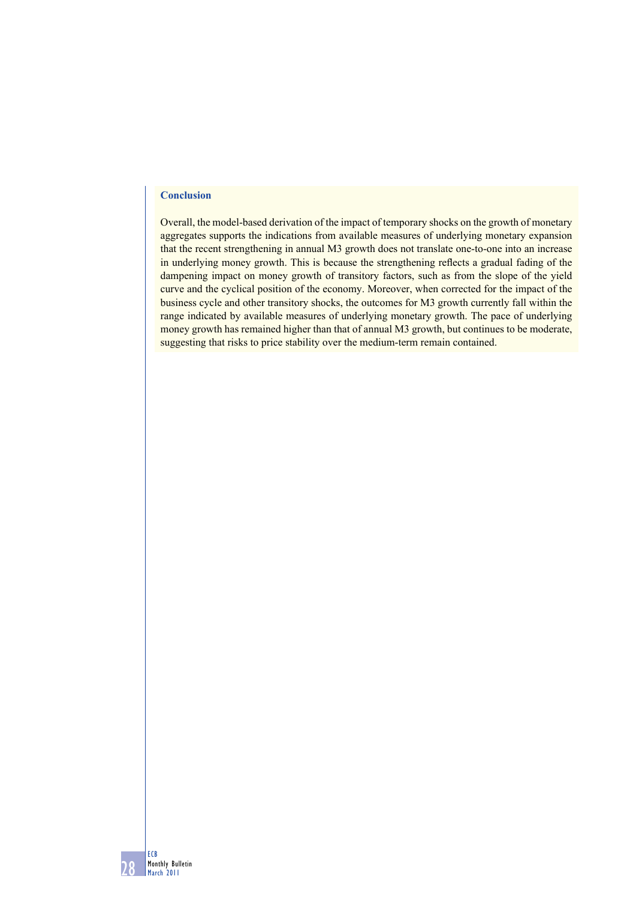### Conclusion

Overall, the model-based derivation of the impact of temporary shocks on the growth of monetary aggregates supports the indications from available measures of underlying monetary expansion that the recent strengthening in annual M3 growth does not translate one-to-one into an increase in underlying money growth. This is because the strengthening reflects a gradual fading of the dampening impact on money growth of transitory factors, such as from the slope of the yield curve and the cyclical position of the economy. Moreover, when corrected for the impact of the business cycle and other transitory shocks, the outcomes for M3 growth currently fall within the range indicated by available measures of underlying monetary growth. The pace of underlying money growth has remained higher than that of annual M3 growth, but continues to be moderate, suggesting that risks to price stability over the medium-term remain contained.